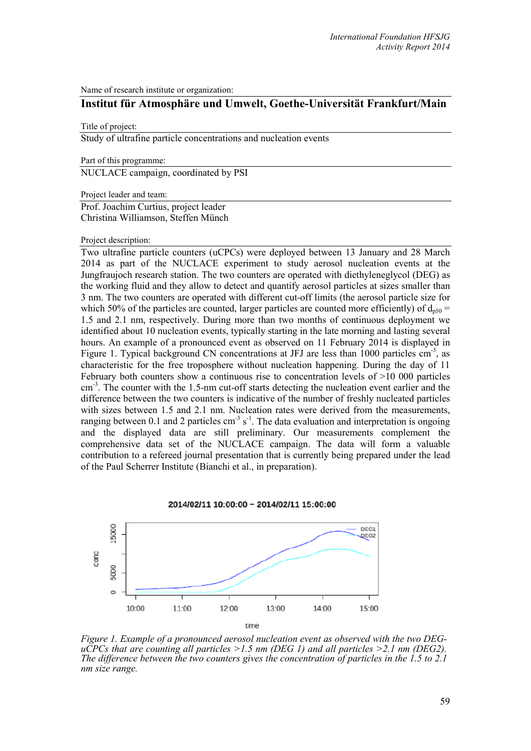Name of research institute or organization:

**Institut für Atmosphäre und Umwelt, Goethe-Universität Frankfurt/Main**

Title of project:

Study of ultrafine particle concentrations and nucleation events

Part of this programme:

NUCLACE campaign, coordinated by PSI

Project leader and team:

Prof. Joachim Curtius, project leader
Christina Williamson, Steffen Münch

Project description:

Two ultrafine particle counters (uCPCs) were deployed between 13 January and 28 March 2014 as part of the NUCLACE experiment to study aerosol nucleation events at the Jungfraujoch research station. The two counters are operated with diethyleneglycol (DEG) as the working fluid and they allow to detect and quantify aerosol particles at sizes smaller than 3 nm. The two counters are operated with different cut-off limits (the aerosol particle size for which 50% of the particles are counted, larger particles are counted more efficiently) of $d_{p50}$ = 1.5 and 2.1 nm, respectively. During more than two months of continuous deployment we identified about 10 nucleation events, typically starting in the late morning and lasting several hours. An example of a pronounced event as observed on 11 February 2014 is displayed in Figure 1. Typical background CN concentrations at JFJ are less than 1000 particles $cm^{-3}$, as characteristic for the free troposphere without nucleation happening. During the day of 11 February both counters show a continuous rise to concentration levels of >10 000 particles $cm^{-3}$. The counter with the 1.5-nm cut-off starts detecting the nucleation event earlier and the difference between the two counters is indicative of the number of freshly nucleated particles with sizes between 1.5 and 2.1 nm. Nucleation rates were derived from the measurements, ranging between 0.1 and 2 particles $cm^{-3}$ $s^{-1}$. The data evaluation and interpretation is ongoing and the displayed data are still preliminary. Our measurements complement the comprehensive data set of the NUCLACE campaign. The data will form a valuable contribution to a refereed journal presentation that is currently being prepared under the lead of the Paul Scherrer Institute (Bianchi et al., in preparation).

*Figure 1. Example of a pronounced aerosol nucleation event as observed with the two DEG-uCPCs that are counting all particles >1.5 nm (DEG 1) and all particles >2.1 nm (DEG2). The difference between the two counters gives the concentration of particles in the 1.5 to 2.1 nm size range.*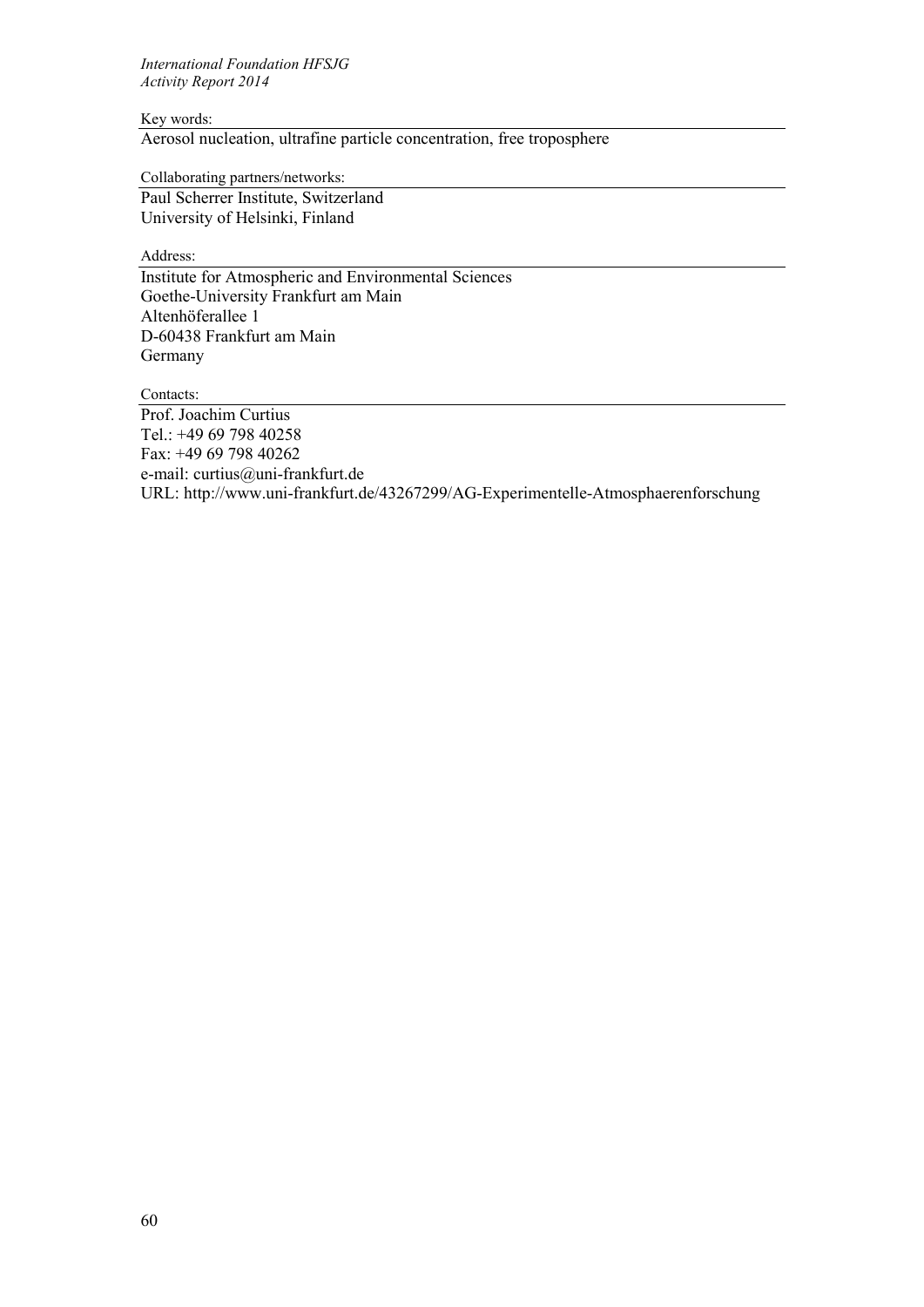Key words:

Aerosol nucleation, ultrafine particle concentration, free troposphere

Collaborating partners/networks:

Paul Scherrer Institute, Switzerland
University of Helsinki, Finland

Address:

Institute for Atmospheric and Environmental Sciences
Goethe-University Frankfurt am Main
Altenhöferallee 1
D-60438 Frankfurt am Main
Germany

Contacts:

Prof. Joachim Curtius
Tel.: +49 69 798 40258
Fax: +49 69 798 40262
e-mail: curtius@uni-frankfurt.de
URL: http://www.uni-frankfurt.de/43267299/AG-Experimentelle-Atmosphaerenforschung